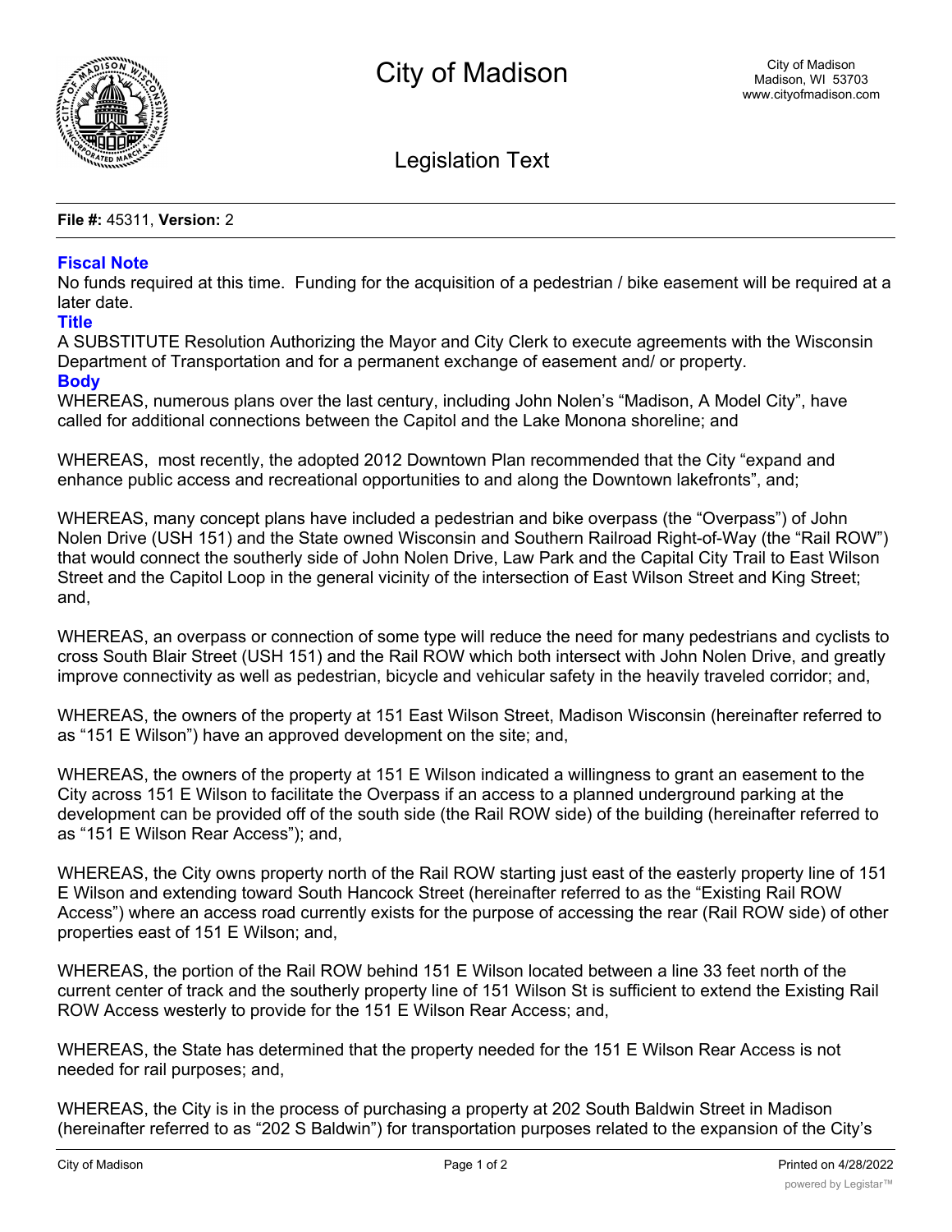# City of Madison

City of Madison
Madison, WI 53703
www.cityofmadison.com

## Legislation Text

**File #:** 45311, **Version:** 2

### Fiscal Note

No funds required at this time. Funding for the acquisition of a pedestrian / bike easement will be required at a later date.

### Title

A SUBSTITUTE Resolution Authorizing the Mayor and City Clerk to execute agreements with the Wisconsin Department of Transportation and for a permanent exchange of easement and/ or property.

### Body

WHEREAS, numerous plans over the last century, including John Nolen's "Madison, A Model City", have called for additional connections between the Capitol and the Lake Monona shoreline; and

WHEREAS, most recently, the adopted 2012 Downtown Plan recommended that the City "expand and enhance public access and recreational opportunities to and along the Downtown lakefronts", and;

WHEREAS, many concept plans have included a pedestrian and bike overpass (the "Overpass") of John Nolen Drive (USH 151) and the State owned Wisconsin and Southern Railroad Right-of-Way (the "Rail ROW") that would connect the southerly side of John Nolen Drive, Law Park and the Capital City Trail to East Wilson Street and the Capitol Loop in the general vicinity of the intersection of East Wilson Street and King Street; and,

WHEREAS, an overpass or connection of some type will reduce the need for many pedestrians and cyclists to cross South Blair Street (USH 151) and the Rail ROW which both intersect with John Nolen Drive, and greatly improve connectivity as well as pedestrian, bicycle and vehicular safety in the heavily traveled corridor; and,

WHEREAS, the owners of the property at 151 East Wilson Street, Madison Wisconsin (hereinafter referred to as "151 E Wilson") have an approved development on the site; and,

WHEREAS, the owners of the property at 151 E Wilson indicated a willingness to grant an easement to the City across 151 E Wilson to facilitate the Overpass if an access to a planned underground parking at the development can be provided off of the south side (the Rail ROW side) of the building (hereinafter referred to as "151 E Wilson Rear Access"); and,

WHEREAS, the City owns property north of the Rail ROW starting just east of the easterly property line of 151 E Wilson and extending toward South Hancock Street (hereinafter referred to as the "Existing Rail ROW Access") where an access road currently exists for the purpose of accessing the rear (Rail ROW side) of other properties east of 151 E Wilson; and,

WHEREAS, the portion of the Rail ROW behind 151 E Wilson located between a line 33 feet north of the current center of track and the southerly property line of 151 Wilson St is sufficient to extend the Existing Rail ROW Access westerly to provide for the 151 E Wilson Rear Access; and,

WHEREAS, the State has determined that the property needed for the 151 E Wilson Rear Access is not needed for rail purposes; and,

WHEREAS, the City is in the process of purchasing a property at 202 South Baldwin Street in Madison (hereinafter referred to as "202 S Baldwin") for transportation purposes related to the expansion of the City's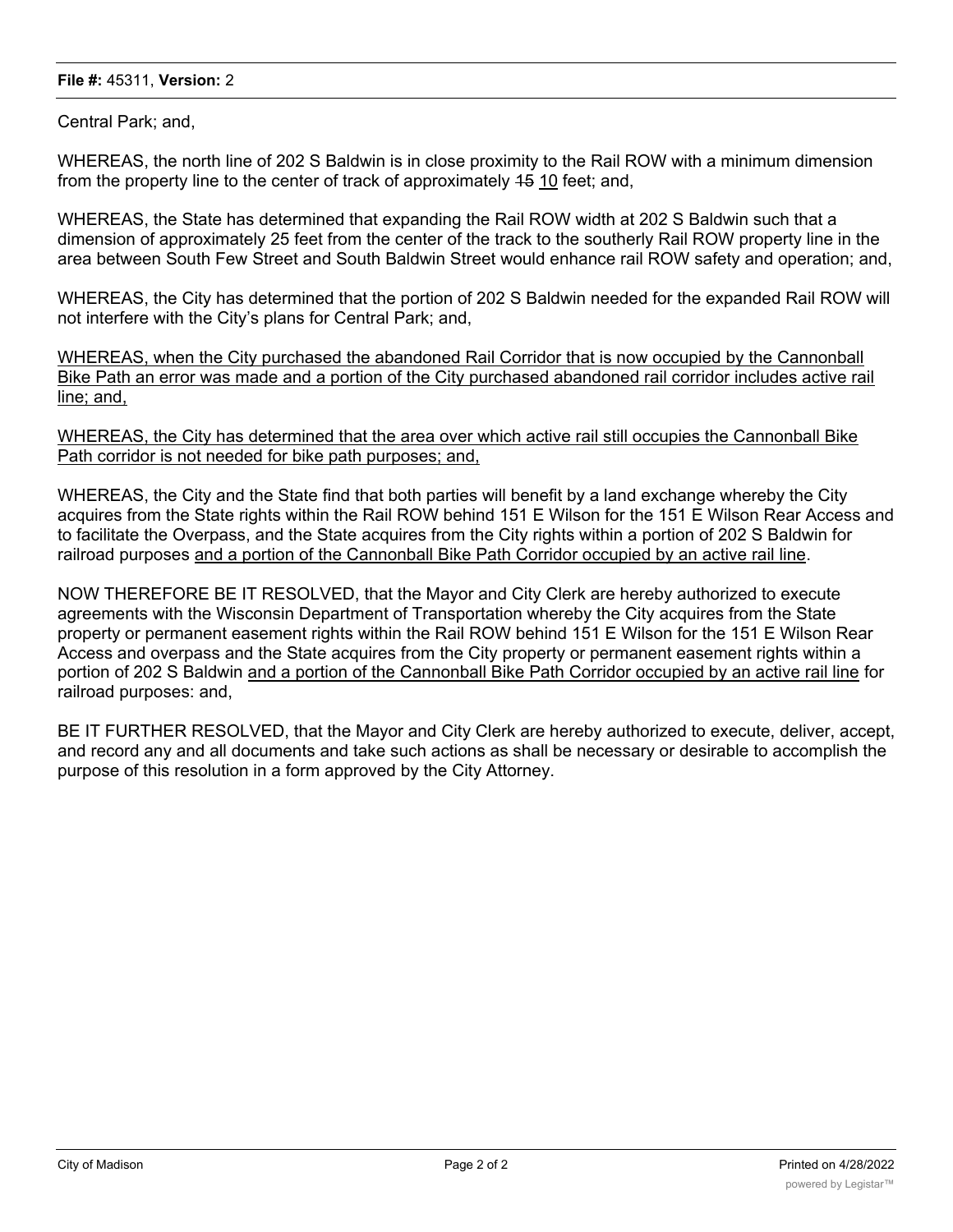Central Park; and,

WHEREAS, the north line of 202 S Baldwin is in close proximity to the Rail ROW with a minimum dimension from the property line to the center of track of approximately ~~15~~ <u>10</u> feet; and,

WHEREAS, the State has determined that expanding the Rail ROW width at 202 S Baldwin such that a dimension of approximately 25 feet from the center of the track to the southerly Rail ROW property line in the area between South Few Street and South Baldwin Street would enhance rail ROW safety and operation; and,

WHEREAS, the City has determined that the portion of 202 S Baldwin needed for the expanded Rail ROW will not interfere with the City's plans for Central Park; and,

<u>WHEREAS, when the City purchased the abandoned Rail Corridor that is now occupied by the Cannonball Bike Path an error was made and a portion of the City purchased abandoned rail corridor includes active rail line; and,</u>

<u>WHEREAS, the City has determined that the area over which active rail still occupies the Cannonball Bike Path corridor is not needed for bike path purposes; and,</u>

WHEREAS, the City and the State find that both parties will benefit by a land exchange whereby the City acquires from the State rights within the Rail ROW behind 151 E Wilson for the 151 E Wilson Rear Access and to facilitate the Overpass, and the State acquires from the City rights within a portion of 202 S Baldwin for railroad purposes <u>and a portion of the Cannonball Bike Path Corridor occupied by an active rail line</u>.

NOW THEREFORE BE IT RESOLVED, that the Mayor and City Clerk are hereby authorized to execute agreements with the Wisconsin Department of Transportation whereby the City acquires from the State property or permanent easement rights within the Rail ROW behind 151 E Wilson for the 151 E Wilson Rear Access and overpass and the State acquires from the City property or permanent easement rights within a portion of 202 S Baldwin <u>and a portion of the Cannonball Bike Path Corridor occupied by an active rail line</u> for railroad purposes: and,

BE IT FURTHER RESOLVED, that the Mayor and City Clerk are hereby authorized to execute, deliver, accept, and record any and all documents and take such actions as shall be necessary or desirable to accomplish the purpose of this resolution in a form approved by the City Attorney.